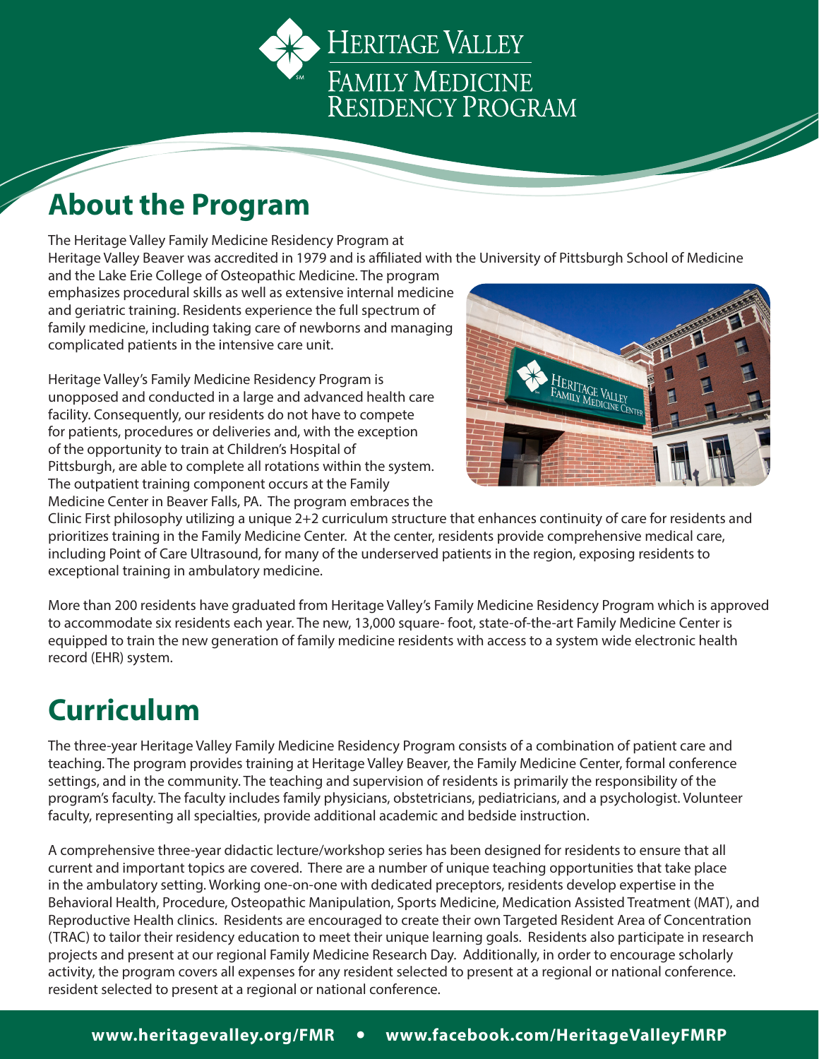# Heritage Valley Family Medicine Residency Program

## About the Program

The Heritage Valley Family Medicine Residency Program at Heritage Valley Beaver was accredited in 1979 and is affiliated with the University of Pittsburgh School of Medicine and the Lake Erie College of Osteopathic Medicine. The program emphasizes procedural skills as well as extensive internal medicine and geriatric training. Residents experience the full spectrum of family medicine, including taking care of newborns and managing complicated patients in the intensive care unit.

Heritage Valley's Family Medicine Residency Program is unopposed and conducted in a large and advanced health care facility. Consequently, our residents do not have to compete for patients, procedures or deliveries and, with the exception of the opportunity to train at Children's Hospital of Pittsburgh, are able to complete all rotations within the system. The outpatient training component occurs at the Family Medicine Center in Beaver Falls, PA. The program embraces the Clinic First philosophy utilizing a unique 2+2 curriculum structure that enhances continuity of care for residents and prioritizes training in the Family Medicine Center. At the center, residents provide comprehensive medical care, including Point of Care Ultrasound, for many of the underserved patients in the region, exposing residents to exceptional training in ambulatory medicine.

More than 200 residents have graduated from Heritage Valley's Family Medicine Residency Program which is approved to accommodate six residents each year. The new, 13,000 square- foot, state-of-the-art Family Medicine Center is equipped to train the new generation of family medicine residents with access to a system wide electronic health record (EHR) system.

## Curriculum

The three-year Heritage Valley Family Medicine Residency Program consists of a combination of patient care and teaching. The program provides training at Heritage Valley Beaver, the Family Medicine Center, formal conference settings, and in the community. The teaching and supervision of residents is primarily the responsibility of the program's faculty. The faculty includes family physicians, obstetricians, pediatricians, and a psychologist. Volunteer faculty, representing all specialties, provide additional academic and bedside instruction.

A comprehensive three-year didactic lecture/workshop series has been designed for residents to ensure that all current and important topics are covered. There are a number of unique teaching opportunities that take place in the ambulatory setting. Working one-on-one with dedicated preceptors, residents develop expertise in the Behavioral Health, Procedure, Osteopathic Manipulation, Sports Medicine, Medication Assisted Treatment (MAT), and Reproductive Health clinics. Residents are encouraged to create their own Targeted Resident Area of Concentration (TRAC) to tailor their residency education to meet their unique learning goals. Residents also participate in research projects and present at our regional Family Medicine Research Day. Additionally, in order to encourage scholarly activity, the program covers all expenses for any resident selected to present at a regional or national conference. resident selected to present at a regional or national conference.

**www.heritagevalley.org/FMR • www.facebook.com/HeritageValleyFMRP**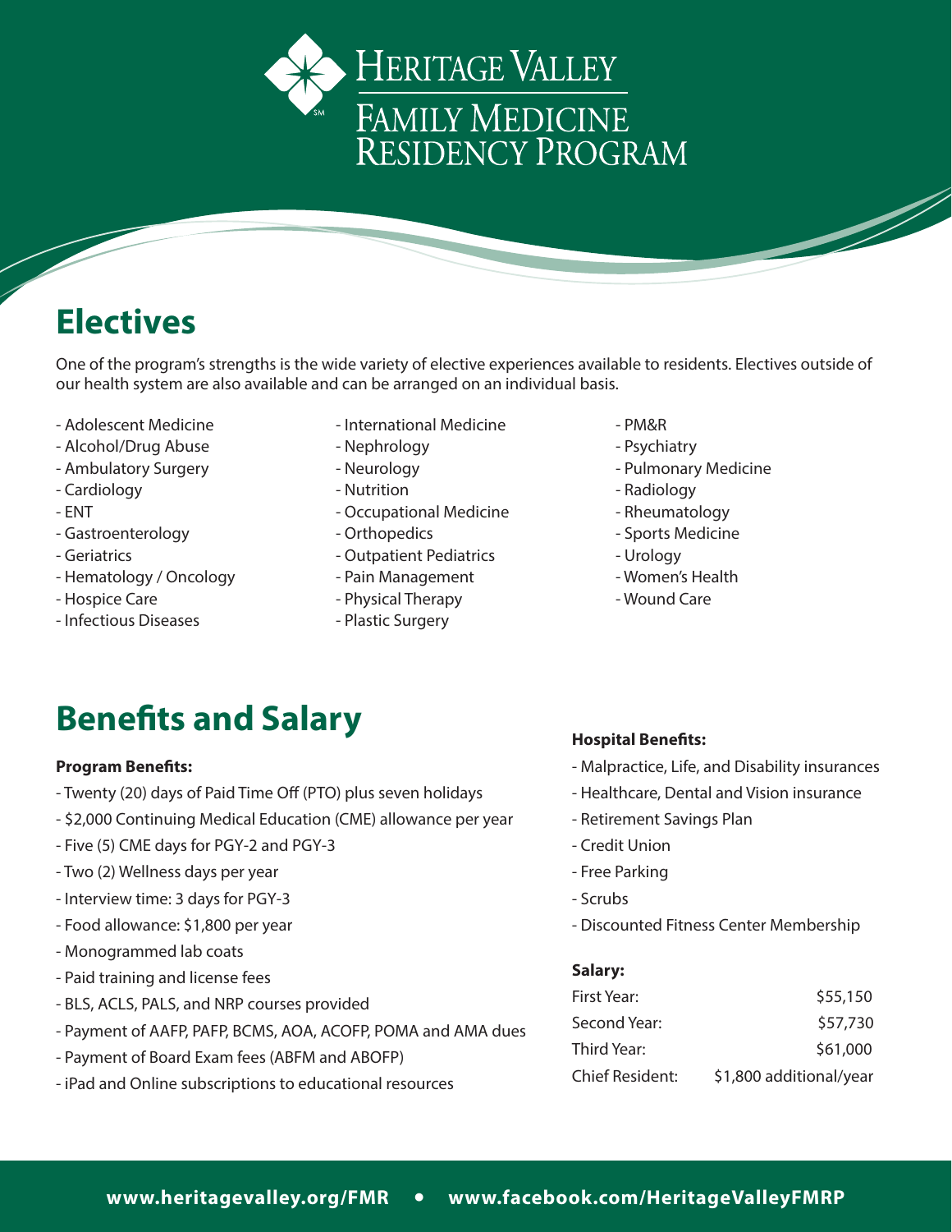# Heritage Valley Family Medicine Residency Program

## Electives

One of the program's strengths is the wide variety of elective experiences available to residents. Electives outside of our health system are also available and can be arranged on an individual basis.

- Adolescent Medicine
- Alcohol/Drug Abuse
- Ambulatory Surgery
- Cardiology
- ENT
- Gastroenterology
- Geriatrics
- Hematology / Oncology
- Hospice Care
- Infectious Diseases
- International Medicine
- Nephrology
- Neurology
- Nutrition
- Occupational Medicine
- Orthopedics
- Outpatient Pediatrics
- Pain Management
- Physical Therapy
- Plastic Surgery
- PM&R
- Psychiatry
- Pulmonary Medicine
- Radiology
- Rheumatology
- Sports Medicine
- Urology
- Women's Health
- Wound Care

## Benefits and Salary

**Program Benefits:**

- Twenty (20) days of Paid Time Off (PTO) plus seven holidays
- $2,000 Continuing Medical Education (CME) allowance per year
- Five (5) CME days for PGY-2 and PGY-3
- Two (2) Wellness days per year
- Interview time: 3 days for PGY-3
- Food allowance: $1,800 per year
- Monogrammed lab coats
- Paid training and license fees
- BLS, ACLS, PALS, and NRP courses provided
- Payment of AAFP, PAFP, BCMS, AOA, ACOFP, POMA and AMA dues
- Payment of Board Exam fees (ABFM and ABOFP)
- iPad and Online subscriptions to educational resources

**Hospital Benefits:**

- Malpractice, Life, and Disability insurances
- Healthcare, Dental and Vision insurance
- Retirement Savings Plan
- Credit Union
- Free Parking
- Scrubs
- Discounted Fitness Center Membership

**Salary:**

| | |
|---|---|
| First Year: | $55,150 |
| Second Year: | $57,730 |
| Third Year: | $61,000 |
| Chief Resident: | $1,800 additional/year |

**www.heritagevalley.org/FMR • www.facebook.com/HeritageValleyFMRP**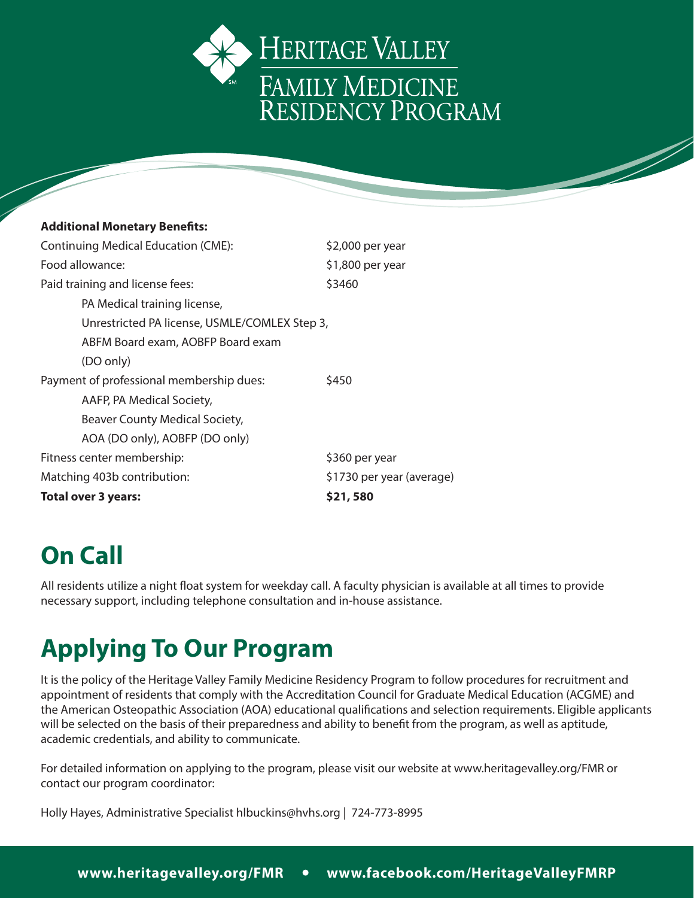# Heritage Valley Family Medicine Residency Program

**Additional Monetary Benefits:**

| | |
|---|---|
| Continuing Medical Education (CME): | $2,000 per year |
| Food allowance: | $1,800 per year |
| Paid training and license fees: | $3460 |
| PA Medical training license, Unrestricted PA license, USMLE/COMLEX Step 3, ABFM Board exam, AOBFP Board exam (DO only) | |
| Payment of professional membership dues: | $450 |
| AAFP, PA Medical Society, Beaver County Medical Society, AOA (DO only), AOBFP (DO only) | |
| Fitness center membership: | $360 per year |
| Matching 403b contribution: | $1730 per year (average) |
| **Total over 3 years:** | **$21, 580** |

## On Call

All residents utilize a night float system for weekday call. A faculty physician is available at all times to provide necessary support, including telephone consultation and in-house assistance.

## Applying To Our Program

It is the policy of the Heritage Valley Family Medicine Residency Program to follow procedures for recruitment and appointment of residents that comply with the Accreditation Council for Graduate Medical Education (ACGME) and the American Osteopathic Association (AOA) educational qualifications and selection requirements. Eligible applicants will be selected on the basis of their preparedness and ability to benefit from the program, as well as aptitude, academic credentials, and ability to communicate.

For detailed information on applying to the program, please visit our website at www.heritagevalley.org/FMR or contact our program coordinator:

Holly Hayes, Administrative Specialist hlbuckins@hvhs.org | 724-773-8995

**www.heritagevalley.org/FMR • www.facebook.com/HeritageValleyFMRP**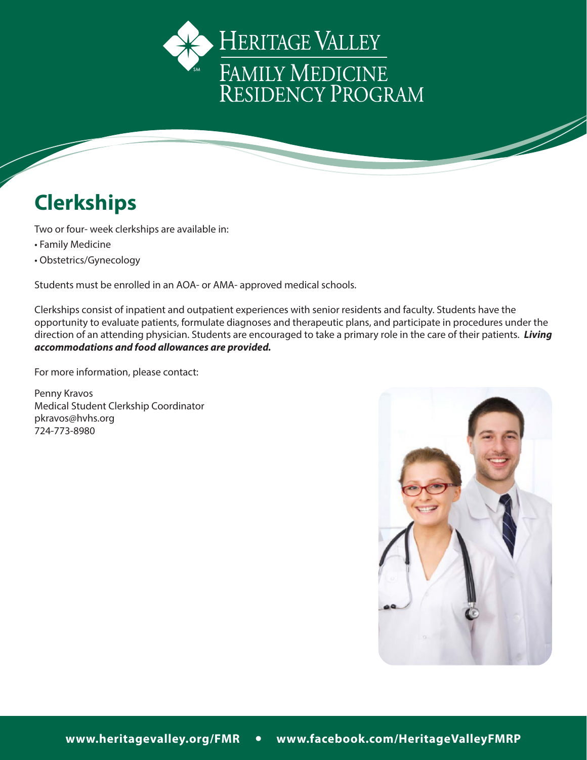# Heritage Valley
## Family Medicine Residency Program

## Clerkships

Two or four- week clerkships are available in:

- Family Medicine
- Obstetrics/Gynecology

Students must be enrolled in an AOA- or AMA- approved medical schools.

Clerkships consist of inpatient and outpatient experiences with senior residents and faculty. Students have the opportunity to evaluate patients, formulate diagnoses and therapeutic plans, and participate in procedures under the direction of an attending physician. Students are encouraged to take a primary role in the care of their patients. ***Living accommodations and food allowances are provided.***

For more information, please contact:

Penny Kravos
Medical Student Clerkship Coordinator
pkravos@hvhs.org
724-773-8980

**www.heritagevalley.org/FMR • www.facebook.com/HeritageValleyFMRP**